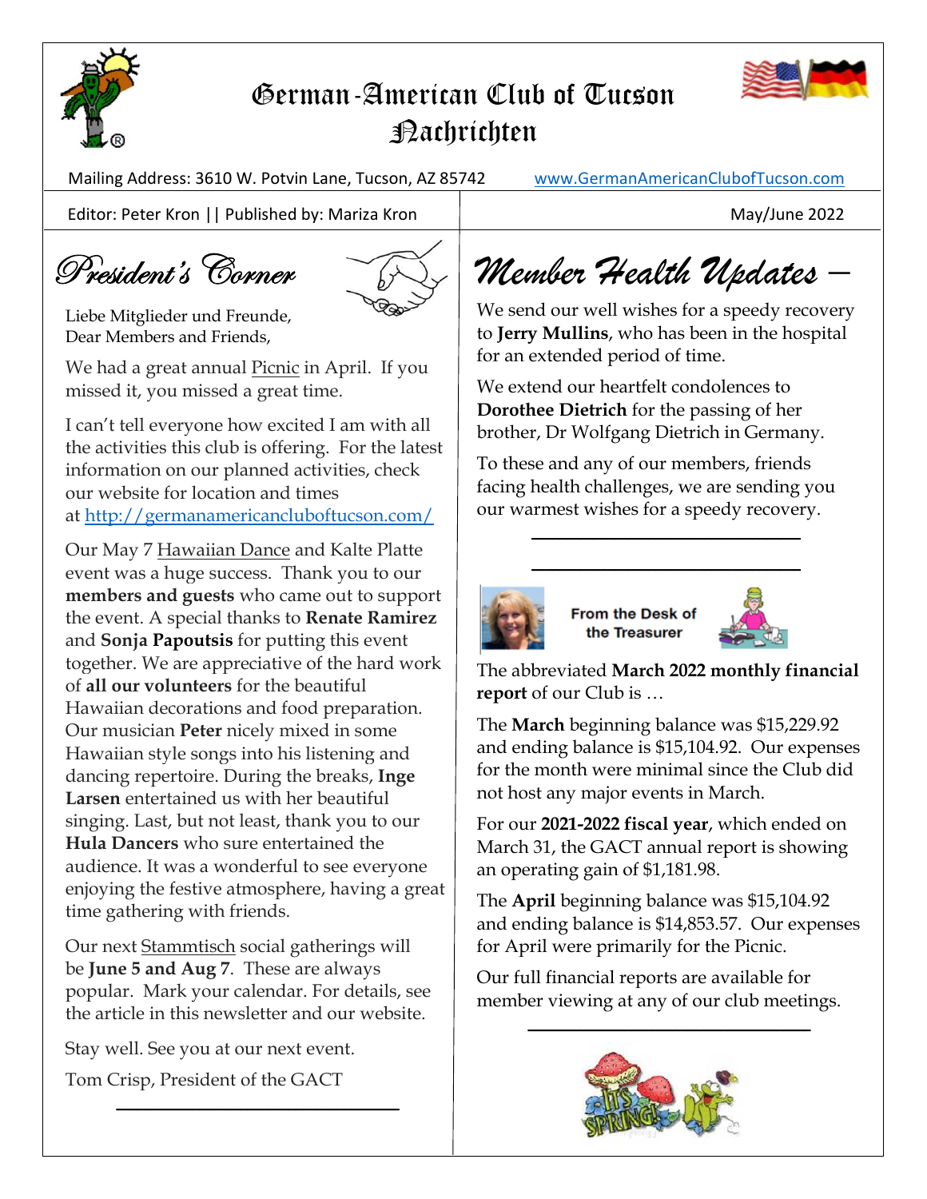# German-American Club of Tucson Nachrichten

Mailing Address: 3610 W. Potvin Lane, Tucson, AZ 85742 www.GermanAmericanClubofTucson.com

Editor: Peter Kron || Published by: Mariza Kron May/June 2022

## President's Corner

Liebe Mitglieder und Freunde,
Dear Members and Friends,

We had a great annual Picnic in April. If you missed it, you missed a great time.

I can't tell everyone how excited I am with all the activities this club is offering. For the latest information on our planned activities, check our website for location and times at http://germanamericancluboftucson.com/

Our May 7 Hawaiian Dance and Kalte Platte event was a huge success. Thank you to our **members and guests** who came out to support the event. A special thanks to **Renate Ramirez** and **Sonja Papoutsis** for putting this event together. We are appreciative of the hard work of **all our volunteers** for the beautiful Hawaiian decorations and food preparation. Our musician **Peter** nicely mixed in some Hawaiian style songs into his listening and dancing repertoire. During the breaks, **Inge Larsen** entertained us with her beautiful singing. Last, but not least, thank you to our **Hula Dancers** who sure entertained the audience. It was a wonderful to see everyone enjoying the festive atmosphere, having a great time gathering with friends.

Our next Stammtisch social gatherings will be **June 5 and Aug 7**. These are always popular. Mark your calendar. For details, see the article in this newsletter and our website.

Stay well. See you at our next event.

Tom Crisp, President of the GACT

## Member Health Updates –

We send our well wishes for a speedy recovery to **Jerry Mullins**, who has been in the hospital for an extended period of time.

We extend our heartfelt condolences to **Dorothee Dietrich** for the passing of her brother, Dr Wolfgang Dietrich in Germany.

To these and any of our members, friends facing health challenges, we are sending you our warmest wishes for a speedy recovery.

## From the Desk of the Treasurer

The abbreviated **March 2022 monthly financial report** of our Club is …

The **March** beginning balance was $15,229.92 and ending balance is $15,104.92. Our expenses for the month were minimal since the Club did not host any major events in March.

For our **2021-2022 fiscal year**, which ended on March 31, the GACT annual report is showing an operating gain of $1,181.98.

The **April** beginning balance was $15,104.92 and ending balance is $14,853.57. Our expenses for April were primarily for the Picnic.

Our full financial reports are available for member viewing at any of our club meetings.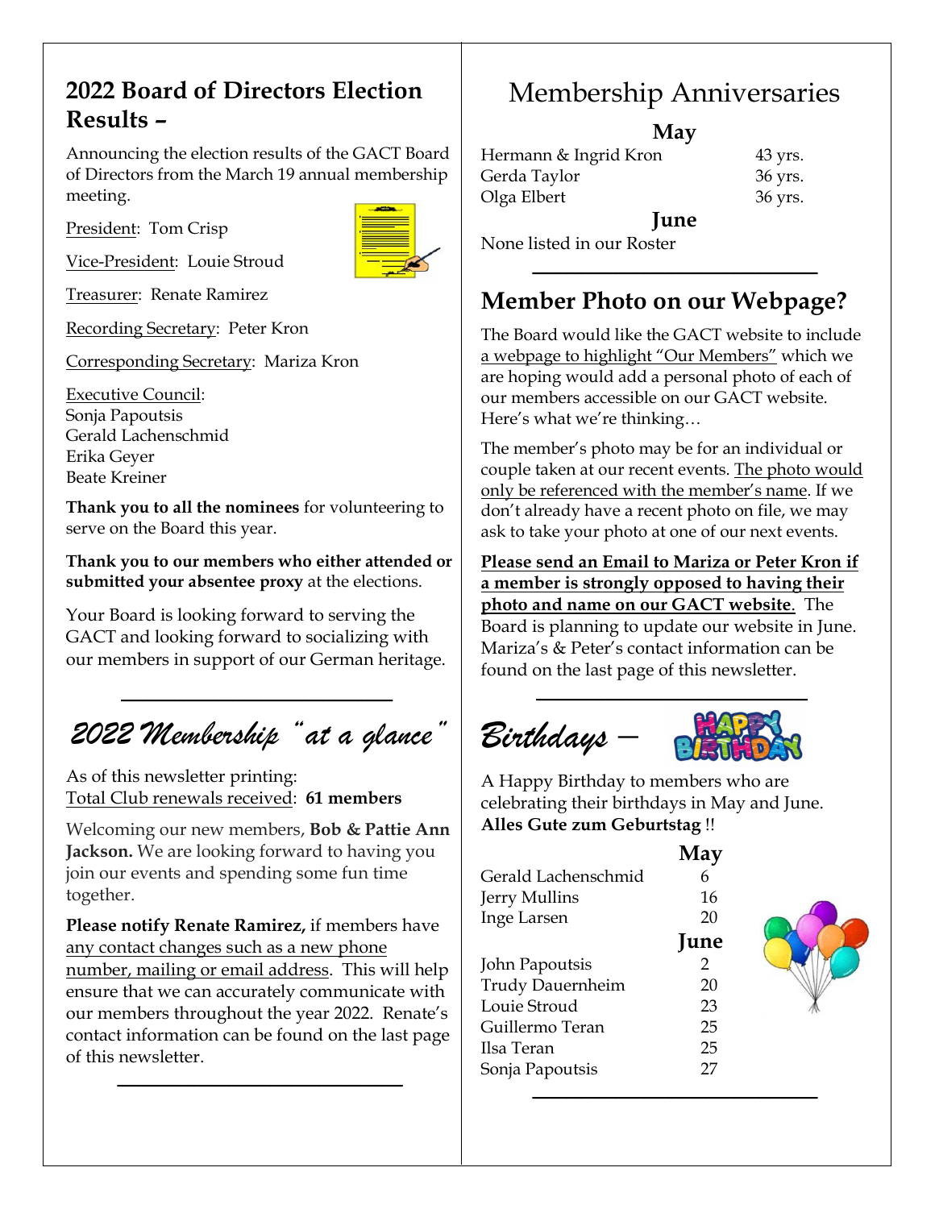## 2022 Board of Directors Election Results –

Announcing the election results of the GACT Board of Directors from the March 19 annual membership meeting.

President: Tom Crisp

Vice-President: Louie Stroud

Treasurer: Renate Ramirez

Recording Secretary: Peter Kron

Corresponding Secretary: Mariza Kron

Executive Council:
Sonja Papoutsis
Gerald Lachenschmid
Erika Geyer
Beate Kreiner

**Thank you to all the nominees** for volunteering to serve on the Board this year.

**Thank you to our members who either attended or submitted your absentee proxy** at the elections.

Your Board is looking forward to serving the GACT and looking forward to socializing with our members in support of our German heritage.

---

## *2022 Membership "at a glance"*

As of this newsletter printing:
Total Club renewals received: **61 members**

Welcoming our new members, **Bob & Pattie Ann Jackson.** We are looking forward to having you join our events and spending some fun time together.

**Please notify Renate Ramirez,** if members have any contact changes such as a new phone number, mailing or email address. This will help ensure that we can accurately communicate with our members throughout the year 2022. Renate's contact information can be found on the last page of this newsletter.

---

## Membership Anniversaries

**May**

| | |
|---|---|
| Hermann & Ingrid Kron | 43 yrs. |
| Gerda Taylor | 36 yrs. |
| Olga Elbert | 36 yrs. |

**June**

None listed in our Roster

---

## Member Photo on our Webpage?

The Board would like the GACT website to include a webpage to highlight "Our Members" which we are hoping would add a personal photo of each of our members accessible on our GACT website. Here's what we're thinking…

The member's photo may be for an individual or couple taken at our recent events. The photo would only be referenced with the member's name. If we don't already have a recent photo on file, we may ask to take your photo at one of our next events.

**Please send an Email to Mariza or Peter Kron if a member is strongly opposed to having their photo and name on our GACT website.** The Board is planning to update our website in June. Mariza's & Peter's contact information can be found on the last page of this newsletter.

---

## *Birthdays –*

A Happy Birthday to members who are celebrating their birthdays in May and June. **Alles Gute zum Geburtstag** !!

**May**

| | |
|---|---|
| Gerald Lachenschmid | 6 |
| Jerry Mullins | 16 |
| Inge Larsen | 20 |

**June**

| | |
|---|---|
| John Papoutsis | 2 |
| Trudy Dauernheim | 20 |
| Louie Stroud | 23 |
| Guillermo Teran | 25 |
| Ilsa Teran | 25 |
| Sonja Papoutsis | 27 |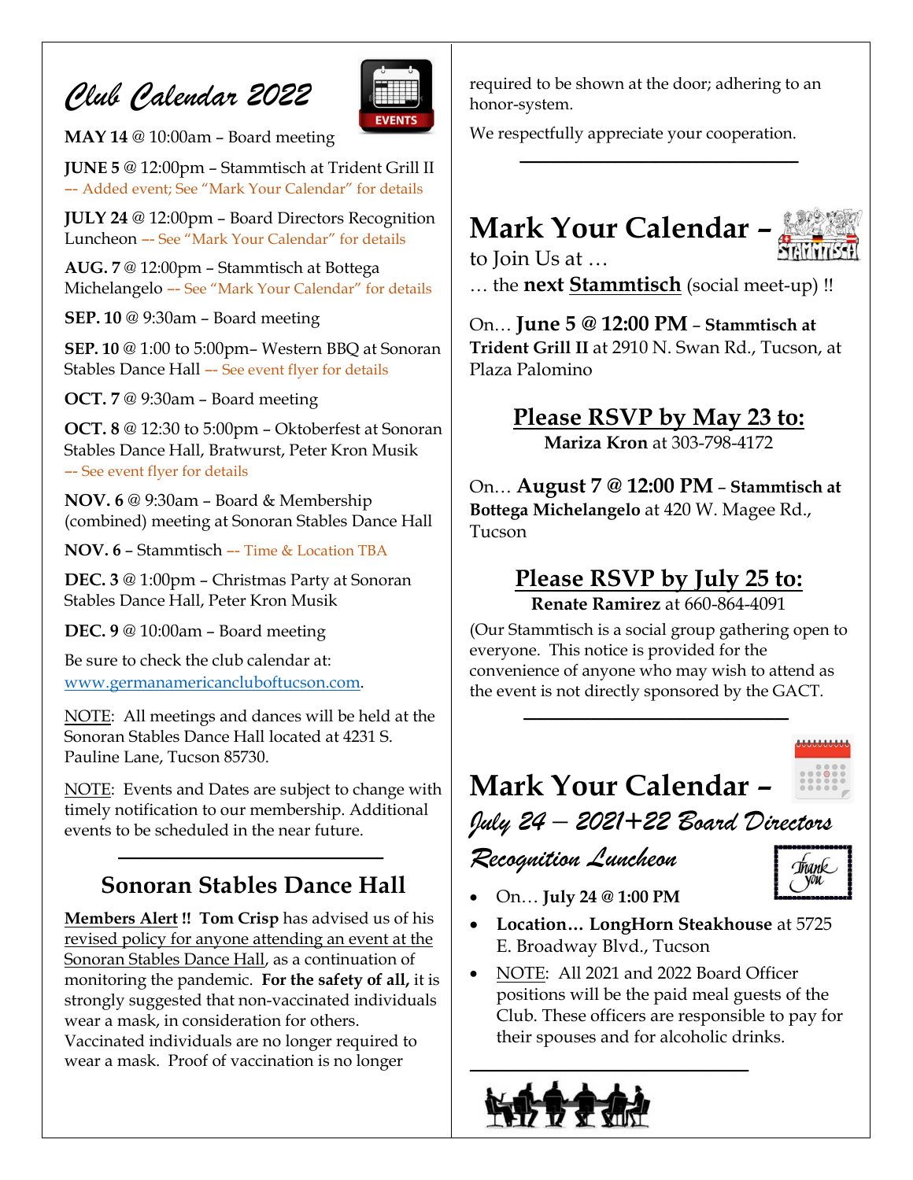# *Club Calendar 2022*

**MAY 14** @ 10:00am – Board meeting

**JUNE 5** @ 12:00pm – Stammtisch at Trident Grill II -- Added event; See "Mark Your Calendar" for details

**JULY 24** @ 12:00pm – Board Directors Recognition Luncheon -- See "Mark Your Calendar" for details

**AUG. 7** @ 12:00pm – Stammtisch at Bottega Michelangelo -- See "Mark Your Calendar" for details

**SEP. 10** @ 9:30am – Board meeting

**SEP. 10** @ 1:00 to 5:00pm– Western BBQ at Sonoran Stables Dance Hall -- See event flyer for details

**OCT. 7** @ 9:30am – Board meeting

**OCT. 8** @ 12:30 to 5:00pm – Oktoberfest at Sonoran Stables Dance Hall, Bratwurst, Peter Kron Musik -- See event flyer for details

**NOV. 6** @ 9:30am – Board & Membership (combined) meeting at Sonoran Stables Dance Hall

**NOV. 6** – Stammtisch -- Time & Location TBA

**DEC. 3** @ 1:00pm – Christmas Party at Sonoran Stables Dance Hall, Peter Kron Musik

**DEC. 9** @ 10:00am – Board meeting

Be sure to check the club calendar at: www.germanamericancluboftucson.com.

NOTE: All meetings and dances will be held at the Sonoran Stables Dance Hall located at 4231 S. Pauline Lane, Tucson 85730.

NOTE: Events and Dates are subject to change with timely notification to our membership. Additional events to be scheduled in the near future.

## Sonoran Stables Dance Hall

**Members Alert !! Tom Crisp** has advised us of his revised policy for anyone attending an event at the Sonoran Stables Dance Hall, as a continuation of monitoring the pandemic. **For the safety of all,** it is strongly suggested that non-vaccinated individuals wear a mask, in consideration for others. Vaccinated individuals are no longer required to wear a mask. Proof of vaccination is no longer required to be shown at the door; adhering to an honor-system.

We respectfully appreciate your cooperation.

## Mark Your Calendar –

to Join Us at …

… the **next Stammtisch** (social meet-up) !!

On… **June 5 @ 12:00 PM** – **Stammtisch at Trident Grill II** at 2910 N. Swan Rd., Tucson, at Plaza Palomino

### Please RSVP by May 23 to:

**Mariza Kron** at 303-798-4172

On… **August 7 @ 12:00 PM** – **Stammtisch at Bottega Michelangelo** at 420 W. Magee Rd., Tucson

### Please RSVP by July 25 to:

**Renate Ramirez** at 660-864-4091

(Our Stammtisch is a social group gathering open to everyone. This notice is provided for the convenience of anyone who may wish to attend as the event is not directly sponsored by the GACT.

## Mark Your Calendar –

### *July 24 – 2021+22 Board Directors Recognition Luncheon*

- On… **July 24 @ 1:00 PM**
- **Location… LongHorn Steakhouse** at 5725 E. Broadway Blvd., Tucson
- NOTE: All 2021 and 2022 Board Officer positions will be the paid meal guests of the Club. These officers are responsible to pay for their spouses and for alcoholic drinks.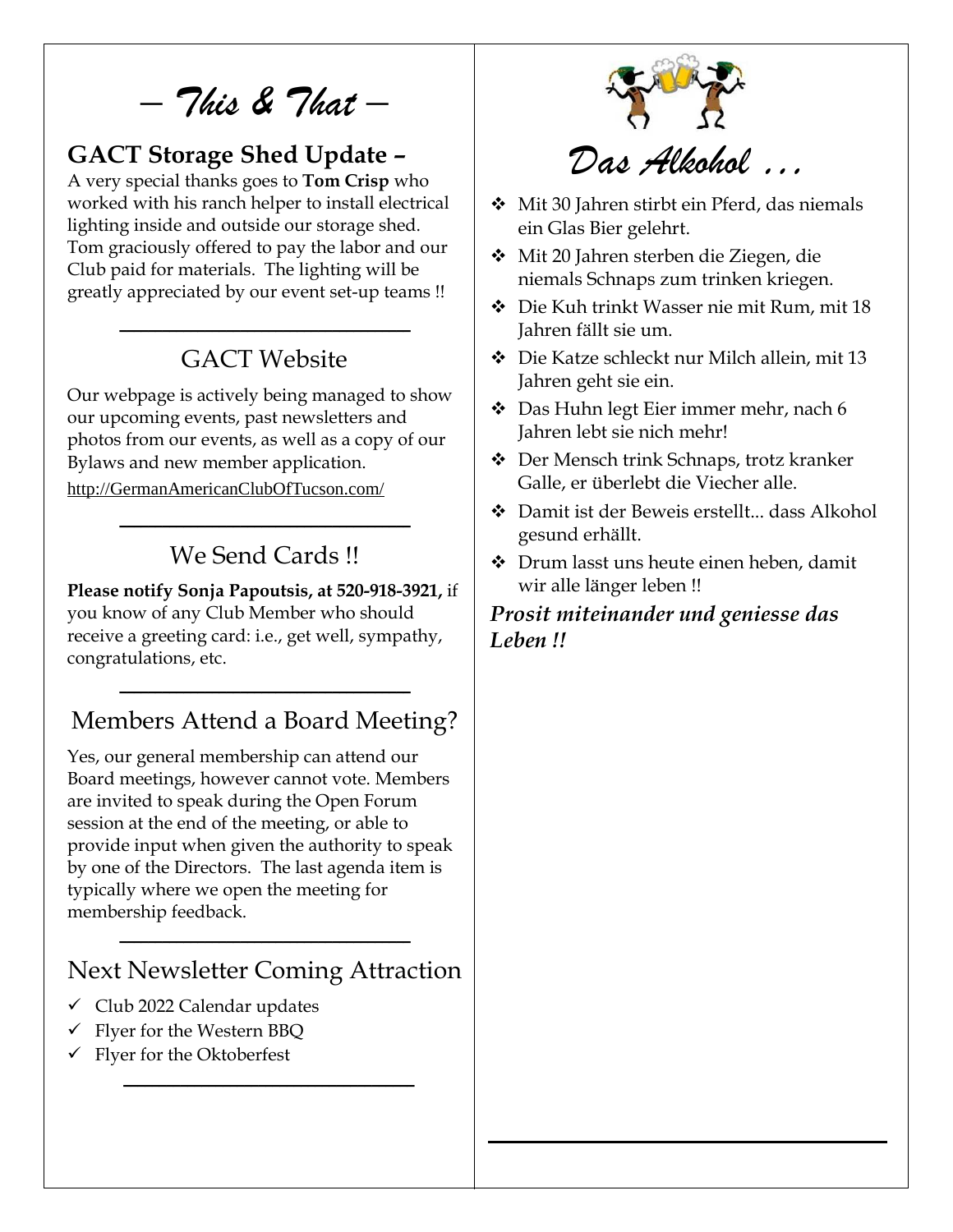# – This & That –

## GACT Storage Shed Update –

A very special thanks goes to **Tom Crisp** who worked with his ranch helper to install electrical lighting inside and outside our storage shed. Tom graciously offered to pay the labor and our Club paid for materials. The lighting will be greatly appreciated by our event set-up teams !!

## GACT Website

Our webpage is actively being managed to show our upcoming events, past newsletters and photos from our events, as well as a copy of our Bylaws and new member application.

http://GermanAmericanClubOfTucson.com/

## We Send Cards !!

**Please notify Sonja Papoutsis, at 520-918-3921,** if you know of any Club Member who should receive a greeting card: i.e., get well, sympathy, congratulations, etc.

## Members Attend a Board Meeting?

Yes, our general membership can attend our Board meetings, however cannot vote. Members are invited to speak during the Open Forum session at the end of the meeting, or able to provide input when given the authority to speak by one of the Directors. The last agenda item is typically where we open the meeting for membership feedback.

## Next Newsletter Coming Attraction

- ✓ Club 2022 Calendar updates
- ✓ Flyer for the Western BBQ
- ✓ Flyer for the Oktoberfest

# Das Alkohol …

- Mit 30 Jahren stirbt ein Pferd, das niemals ein Glas Bier gelehrt.
- Mit 20 Jahren sterben die Ziegen, die niemals Schnaps zum trinken kriegen.
- Die Kuh trinkt Wasser nie mit Rum, mit 18 Jahren fällt sie um.
- Die Katze schleckt nur Milch allein, mit 13 Jahren geht sie ein.
- Das Huhn legt Eier immer mehr, nach 6 Jahren lebt sie nich mehr!
- Der Mensch trink Schnaps, trotz kranker Galle, er überlebt die Viecher alle.
- Damit ist der Beweis erstellt... dass Alkohol gesund erhällt.
- Drum lasst uns heute einen heben, damit wir alle länger leben !!

***Prosit miteinander und geniesse das Leben !!***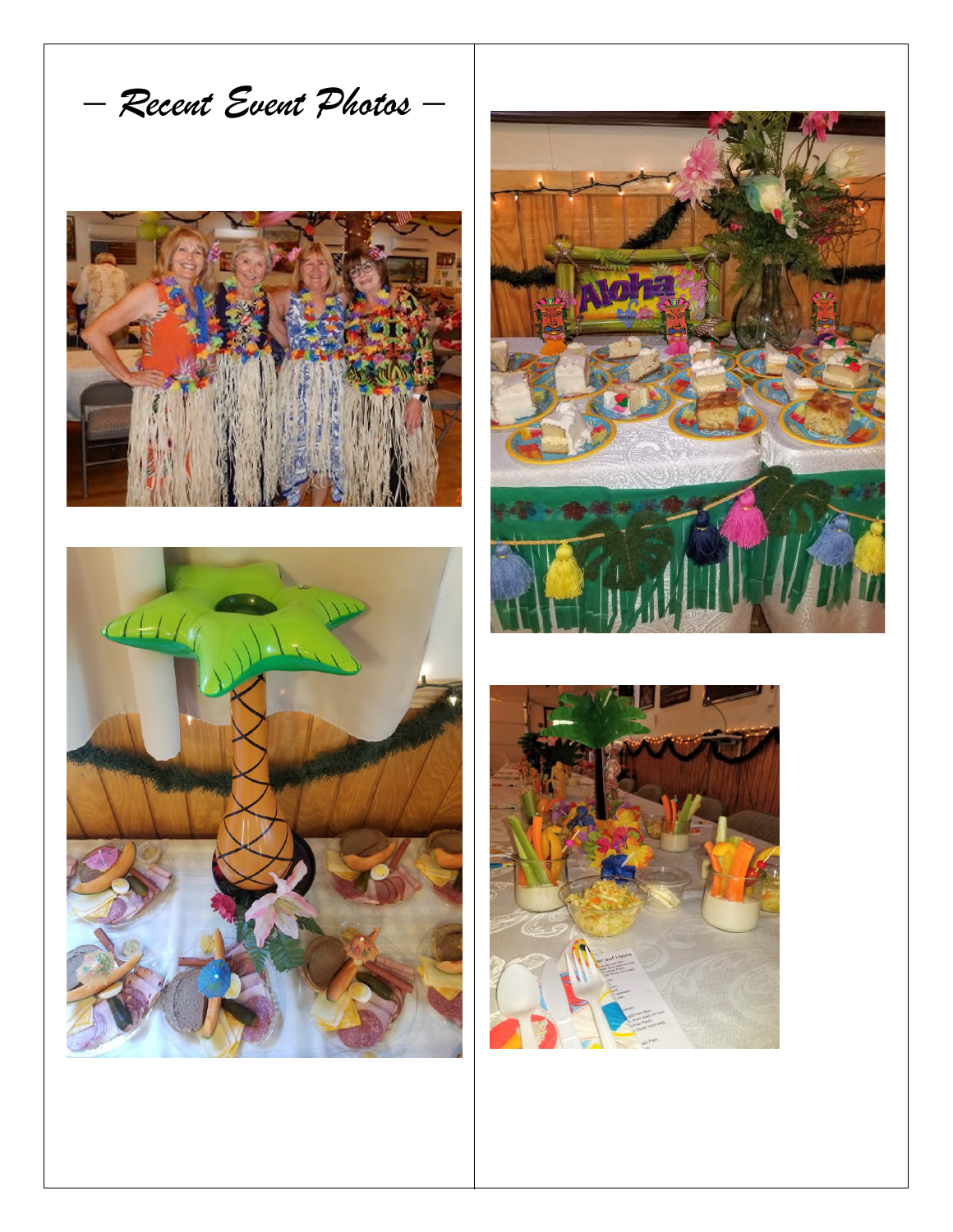# – Recent Event Photos –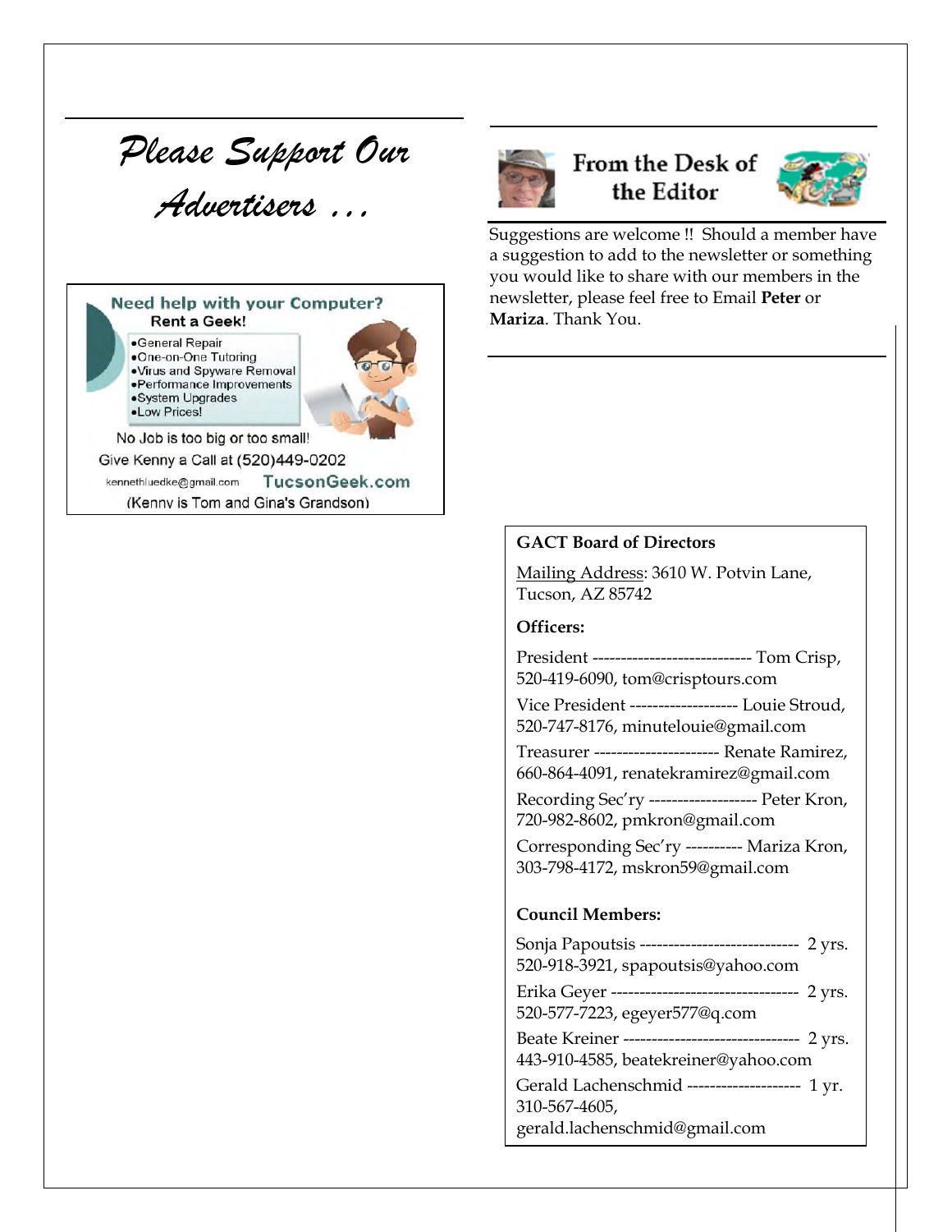# *Please Support Our Advertisers …*

**Need help with your Computer?**

**Rent a Geek!**

- General Repair
- One-on-One Tutoring
- Virus and Spyware Removal
- Performance Improvements
- System Upgrades
- Low Prices!

No Job is too big or too small!

Give Kenny a Call at (520)449-0202

kennethluedke@gmail.com TucsonGeek.com

(Kenny is Tom and Gina's Grandson)

## From the Desk of the Editor

Suggestions are welcome !! Should a member have a suggestion to add to the newsletter or something you would like to share with our members in the newsletter, please feel free to Email **Peter** or **Mariza**. Thank You.

**GACT Board of Directors**

Mailing Address: 3610 W. Potvin Lane, Tucson, AZ 85742

**Officers:**

President ---------------------------- Tom Crisp, 520-419-6090, tom@crisptours.com

Vice President ------------------- Louie Stroud, 520-747-8176, minutelouie@gmail.com

Treasurer ---------------------- Renate Ramirez, 660-864-4091, renatekramirez@gmail.com

Recording Sec'ry ------------------- Peter Kron, 720-982-8602, pmkron@gmail.com

Corresponding Sec'ry ---------- Mariza Kron, 303-798-4172, mskron59@gmail.com

**Council Members:**

Sonja Papoutsis ---------------------------- 2 yrs. 520-918-3921, spapoutsis@yahoo.com

Erika Geyer --------------------------------- 2 yrs. 520-577-7223, egeyer577@q.com

Beate Kreiner ------------------------------- 2 yrs. 443-910-4585, beatekreiner@yahoo.com

Gerald Lachenschmid -------------------- 1 yr. 310-567-4605, gerald.lachenschmid@gmail.com